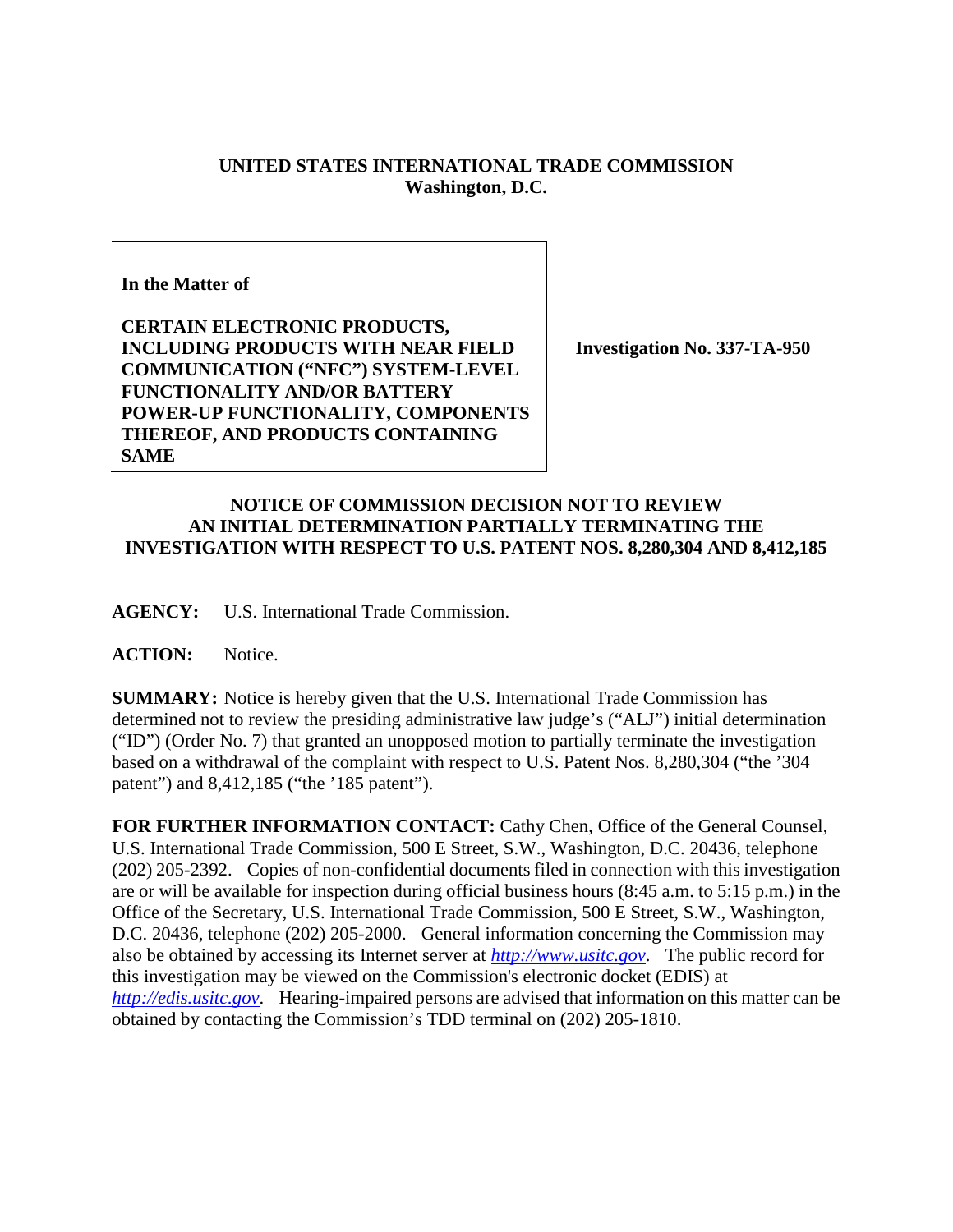**UNITED STATES INTERNATIONAL TRADE COMMISSION**
**Washington, D.C.**

| In the Matter of<br><br>**CERTAIN ELECTRONIC PRODUCTS, INCLUDING PRODUCTS WITH NEAR FIELD COMMUNICATION ("NFC") SYSTEM-LEVEL FUNCTIONALITY AND/OR BATTERY POWER-UP FUNCTIONALITY, COMPONENTS THEREOF, AND PRODUCTS CONTAINING SAME** | **Investigation No. 337-TA-950** |
|---|---|

## NOTICE OF COMMISSION DECISION NOT TO REVIEW AN INITIAL DETERMINATION PARTIALLY TERMINATING THE INVESTIGATION WITH RESPECT TO U.S. PATENT NOS. 8,280,304 AND 8,412,185

**AGENCY:** U.S. International Trade Commission.

**ACTION:** Notice.

**SUMMARY:** Notice is hereby given that the U.S. International Trade Commission has determined not to review the presiding administrative law judge's ("ALJ") initial determination ("ID") (Order No. 7) that granted an unopposed motion to partially terminate the investigation based on a withdrawal of the complaint with respect to U.S. Patent Nos. 8,280,304 ("the '304 patent") and 8,412,185 ("the '185 patent").

**FOR FURTHER INFORMATION CONTACT:** Cathy Chen, Office of the General Counsel, U.S. International Trade Commission, 500 E Street, S.W., Washington, D.C. 20436, telephone (202) 205-2392. Copies of non-confidential documents filed in connection with this investigation are or will be available for inspection during official business hours (8:45 a.m. to 5:15 p.m.) in the Office of the Secretary, U.S. International Trade Commission, 500 E Street, S.W., Washington, D.C. 20436, telephone (202) 205-2000. General information concerning the Commission may also be obtained by accessing its Internet server at *http://www.usitc.gov*. The public record for this investigation may be viewed on the Commission's electronic docket (EDIS) at *http://edis.usitc.gov*. Hearing-impaired persons are advised that information on this matter can be obtained by contacting the Commission's TDD terminal on (202) 205-1810.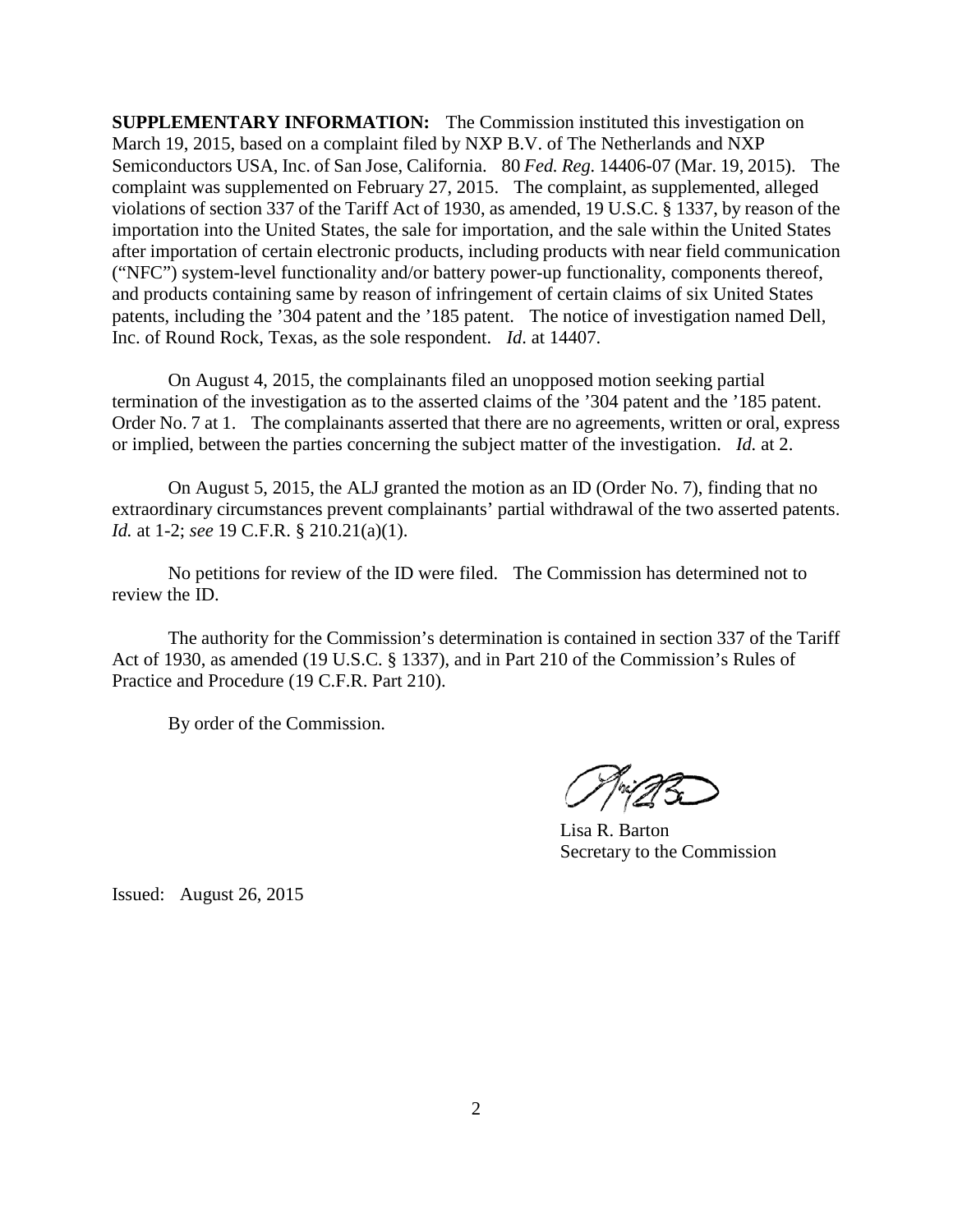**SUPPLEMENTARY INFORMATION:** The Commission instituted this investigation on March 19, 2015, based on a complaint filed by NXP B.V. of The Netherlands and NXP Semiconductors USA, Inc. of San Jose, California. 80 *Fed. Reg.* 14406-07 (Mar. 19, 2015). The complaint was supplemented on February 27, 2015. The complaint, as supplemented, alleged violations of section 337 of the Tariff Act of 1930, as amended, 19 U.S.C. § 1337, by reason of the importation into the United States, the sale for importation, and the sale within the United States after importation of certain electronic products, including products with near field communication ("NFC") system-level functionality and/or battery power-up functionality, components thereof, and products containing same by reason of infringement of certain claims of six United States patents, including the '304 patent and the '185 patent. The notice of investigation named Dell, Inc. of Round Rock, Texas, as the sole respondent. *Id*. at 14407.

On August 4, 2015, the complainants filed an unopposed motion seeking partial termination of the investigation as to the asserted claims of the '304 patent and the '185 patent. Order No. 7 at 1. The complainants asserted that there are no agreements, written or oral, express or implied, between the parties concerning the subject matter of the investigation. *Id.* at 2.

On August 5, 2015, the ALJ granted the motion as an ID (Order No. 7), finding that no extraordinary circumstances prevent complainants' partial withdrawal of the two asserted patents. *Id.* at 1-2; *see* 19 C.F.R. § 210.21(a)(1).

No petitions for review of the ID were filed. The Commission has determined not to review the ID.

The authority for the Commission's determination is contained in section 337 of the Tariff Act of 1930, as amended (19 U.S.C. § 1337), and in Part 210 of the Commission's Rules of Practice and Procedure (19 C.F.R. Part 210).

By order of the Commission.

Lisa R. Barton
Secretary to the Commission

Issued: August 26, 2015